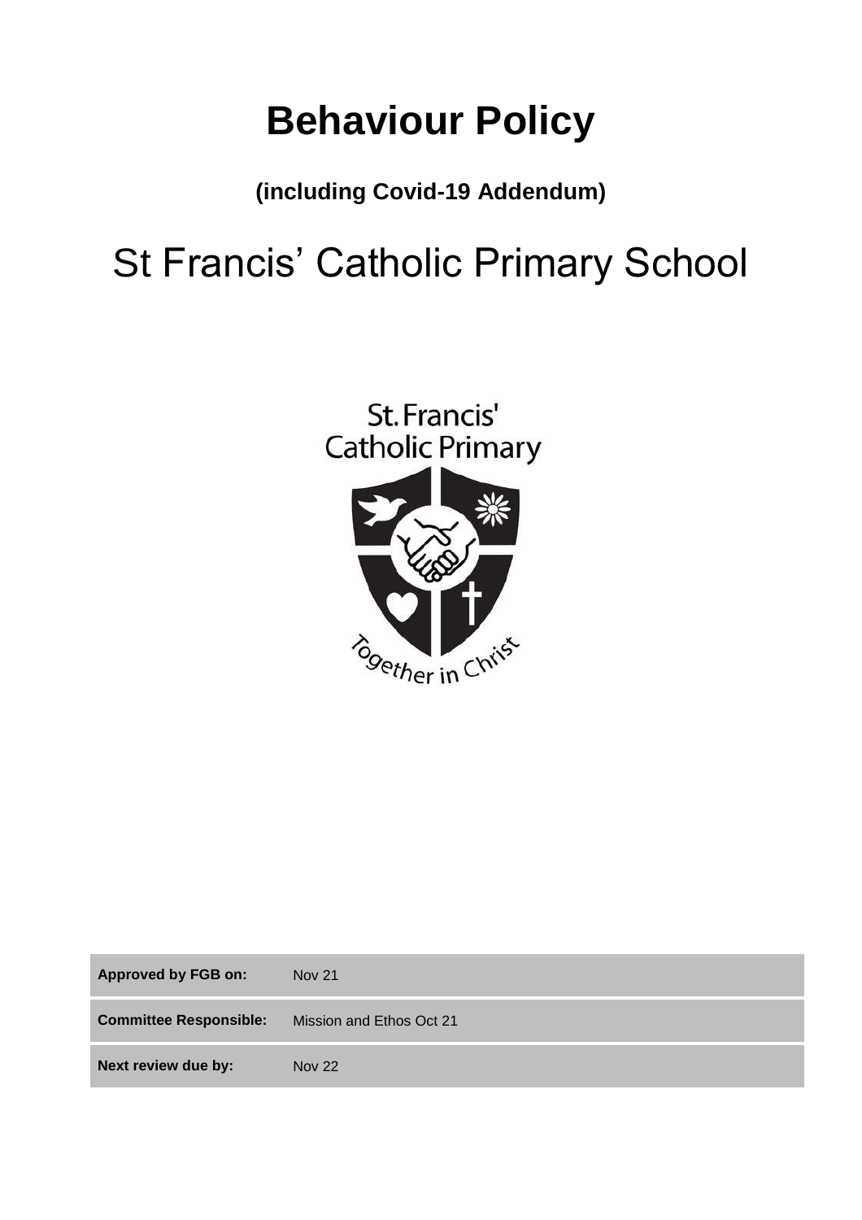# Behaviour Policy

**(including Covid-19 Addendum)**

# St Francis' Catholic Primary School

St. Francis'
Catholic Primary

Together in Christ

| **Approved by FGB on:** | Nov 21 |
|---|---|
| **Committee Responsible:** | Mission and Ethos Oct 21 |
| **Next review due by:** | Nov 22 |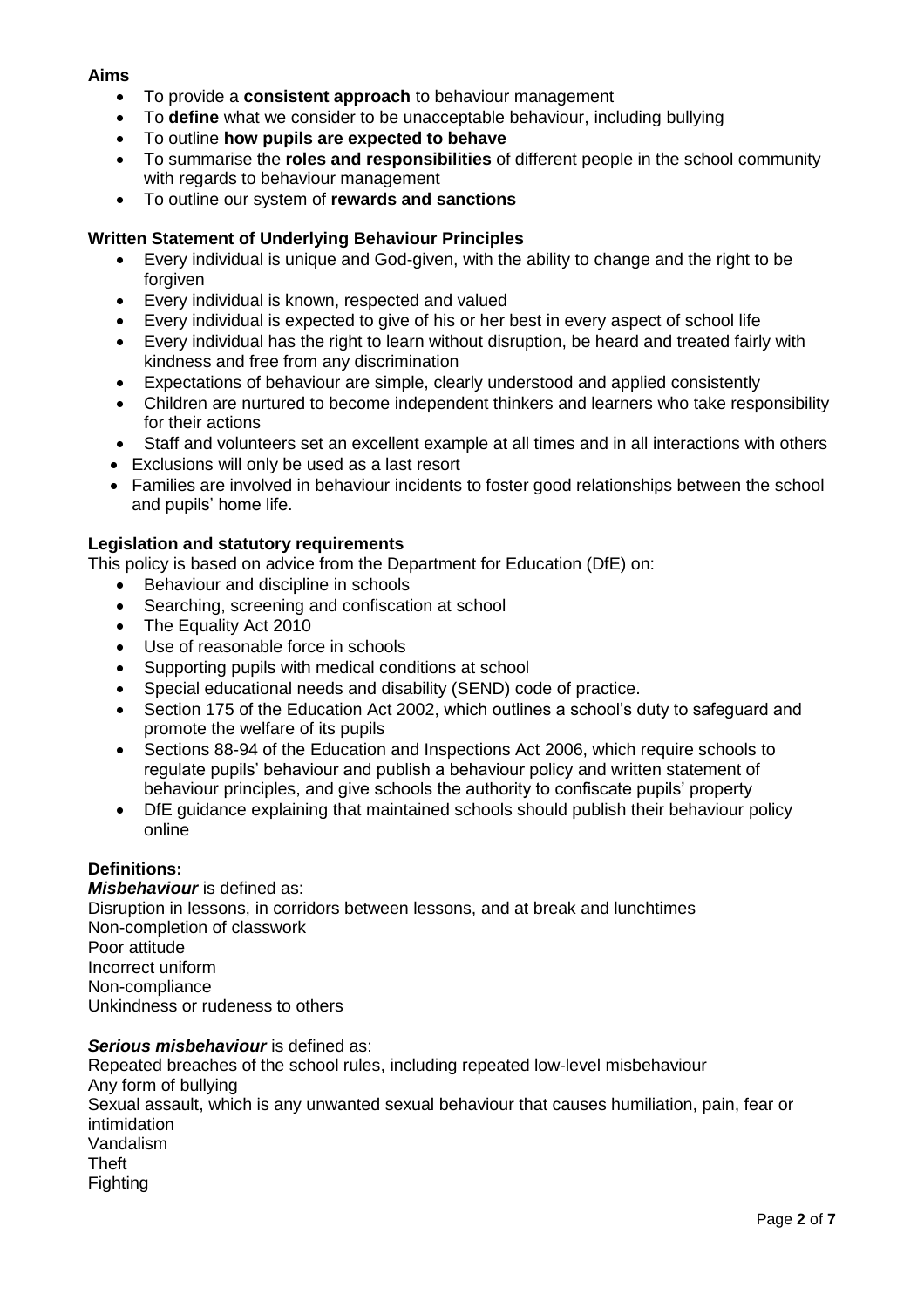**Aims**

- To provide a **consistent approach** to behaviour management
- To **define** what we consider to be unacceptable behaviour, including bullying
- To outline **how pupils are expected to behave**
- To summarise the **roles and responsibilities** of different people in the school community with regards to behaviour management
- To outline our system of **rewards and sanctions**

**Written Statement of Underlying Behaviour Principles**

- Every individual is unique and God-given, with the ability to change and the right to be forgiven
- Every individual is known, respected and valued
- Every individual is expected to give of his or her best in every aspect of school life
- Every individual has the right to learn without disruption, be heard and treated fairly with kindness and free from any discrimination
- Expectations of behaviour are simple, clearly understood and applied consistently
- Children are nurtured to become independent thinkers and learners who take responsibility for their actions
- Staff and volunteers set an excellent example at all times and in all interactions with others
- Exclusions will only be used as a last resort
- Families are involved in behaviour incidents to foster good relationships between the school and pupils' home life.

**Legislation and statutory requirements**

This policy is based on advice from the Department for Education (DfE) on:

- Behaviour and discipline in schools
- Searching, screening and confiscation at school
- The Equality Act 2010
- Use of reasonable force in schools
- Supporting pupils with medical conditions at school
- Special educational needs and disability (SEND) code of practice.
- Section 175 of the Education Act 2002, which outlines a school's duty to safeguard and promote the welfare of its pupils
- Sections 88-94 of the Education and Inspections Act 2006, which require schools to regulate pupils' behaviour and publish a behaviour policy and written statement of behaviour principles, and give schools the authority to confiscate pupils' property
- DfE guidance explaining that maintained schools should publish their behaviour policy online

**Definitions:**

***Misbehaviour*** is defined as:

Disruption in lessons, in corridors between lessons, and at break and lunchtimes
Non-completion of classwork
Poor attitude
Incorrect uniform
Non-compliance
Unkindness or rudeness to others

***Serious misbehaviour*** is defined as:

Repeated breaches of the school rules, including repeated low-level misbehaviour
Any form of bullying
Sexual assault, which is any unwanted sexual behaviour that causes humiliation, pain, fear or intimidation
Vandalism
Theft
Fighting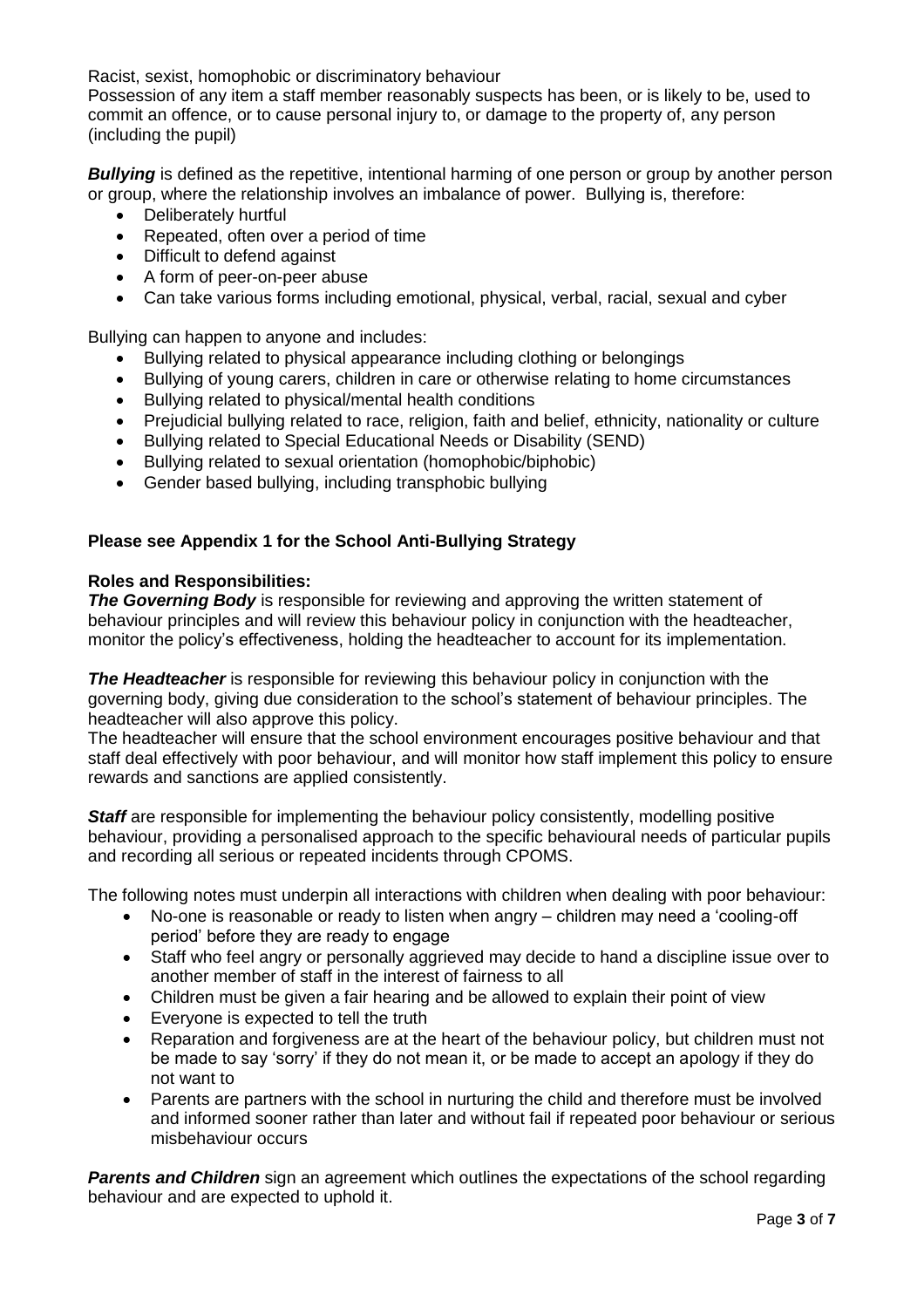Racist, sexist, homophobic or discriminatory behaviour
Possession of any item a staff member reasonably suspects has been, or is likely to be, used to commit an offence, or to cause personal injury to, or damage to the property of, any person (including the pupil)

***Bullying*** is defined as the repetitive, intentional harming of one person or group by another person or group, where the relationship involves an imbalance of power. Bullying is, therefore:

- Deliberately hurtful
- Repeated, often over a period of time
- Difficult to defend against
- A form of peer-on-peer abuse
- Can take various forms including emotional, physical, verbal, racial, sexual and cyber

Bullying can happen to anyone and includes:

- Bullying related to physical appearance including clothing or belongings
- Bullying of young carers, children in care or otherwise relating to home circumstances
- Bullying related to physical/mental health conditions
- Prejudicial bullying related to race, religion, faith and belief, ethnicity, nationality or culture
- Bullying related to Special Educational Needs or Disability (SEND)
- Bullying related to sexual orientation (homophobic/biphobic)
- Gender based bullying, including transphobic bullying

**Please see Appendix 1 for the School Anti-Bullying Strategy**

**Roles and Responsibilities:**

***The Governing Body*** is responsible for reviewing and approving the written statement of behaviour principles and will review this behaviour policy in conjunction with the headteacher, monitor the policy's effectiveness, holding the headteacher to account for its implementation.

***The Headteacher*** is responsible for reviewing this behaviour policy in conjunction with the governing body, giving due consideration to the school's statement of behaviour principles. The headteacher will also approve this policy.
The headteacher will ensure that the school environment encourages positive behaviour and that staff deal effectively with poor behaviour, and will monitor how staff implement this policy to ensure rewards and sanctions are applied consistently.

***Staff*** are responsible for implementing the behaviour policy consistently, modelling positive behaviour, providing a personalised approach to the specific behavioural needs of particular pupils and recording all serious or repeated incidents through CPOMS.

The following notes must underpin all interactions with children when dealing with poor behaviour:

- No-one is reasonable or ready to listen when angry – children may need a 'cooling-off period' before they are ready to engage
- Staff who feel angry or personally aggrieved may decide to hand a discipline issue over to another member of staff in the interest of fairness to all
- Children must be given a fair hearing and be allowed to explain their point of view
- Everyone is expected to tell the truth
- Reparation and forgiveness are at the heart of the behaviour policy, but children must not be made to say 'sorry' if they do not mean it, or be made to accept an apology if they do not want to
- Parents are partners with the school in nurturing the child and therefore must be involved and informed sooner rather than later and without fail if repeated poor behaviour or serious misbehaviour occurs

***Parents and Children*** sign an agreement which outlines the expectations of the school regarding behaviour and are expected to uphold it.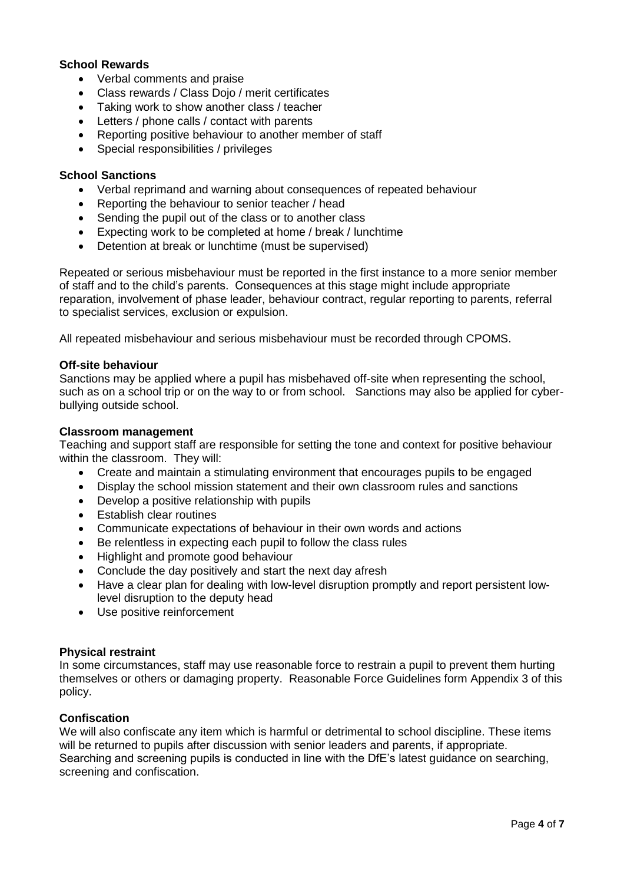**School Rewards**

- Verbal comments and praise
- Class rewards / Class Dojo / merit certificates
- Taking work to show another class / teacher
- Letters / phone calls / contact with parents
- Reporting positive behaviour to another member of staff
- Special responsibilities / privileges

**School Sanctions**

- Verbal reprimand and warning about consequences of repeated behaviour
- Reporting the behaviour to senior teacher / head
- Sending the pupil out of the class or to another class
- Expecting work to be completed at home / break / lunchtime
- Detention at break or lunchtime (must be supervised)

Repeated or serious misbehaviour must be reported in the first instance to a more senior member of staff and to the child's parents. Consequences at this stage might include appropriate reparation, involvement of phase leader, behaviour contract, regular reporting to parents, referral to specialist services, exclusion or expulsion.

All repeated misbehaviour and serious misbehaviour must be recorded through CPOMS.

**Off-site behaviour**

Sanctions may be applied where a pupil has misbehaved off-site when representing the school, such as on a school trip or on the way to or from school. Sanctions may also be applied for cyber-bullying outside school.

**Classroom management**

Teaching and support staff are responsible for setting the tone and context for positive behaviour within the classroom. They will:

- Create and maintain a stimulating environment that encourages pupils to be engaged
- Display the school mission statement and their own classroom rules and sanctions
- Develop a positive relationship with pupils
- Establish clear routines
- Communicate expectations of behaviour in their own words and actions
- Be relentless in expecting each pupil to follow the class rules
- Highlight and promote good behaviour
- Conclude the day positively and start the next day afresh
- Have a clear plan for dealing with low-level disruption promptly and report persistent low-level disruption to the deputy head
- Use positive reinforcement

**Physical restraint**

In some circumstances, staff may use reasonable force to restrain a pupil to prevent them hurting themselves or others or damaging property. Reasonable Force Guidelines form Appendix 3 of this policy.

**Confiscation**

We will also confiscate any item which is harmful or detrimental to school discipline. These items will be returned to pupils after discussion with senior leaders and parents, if appropriate. Searching and screening pupils is conducted in line with the DfE's latest guidance on searching, screening and confiscation.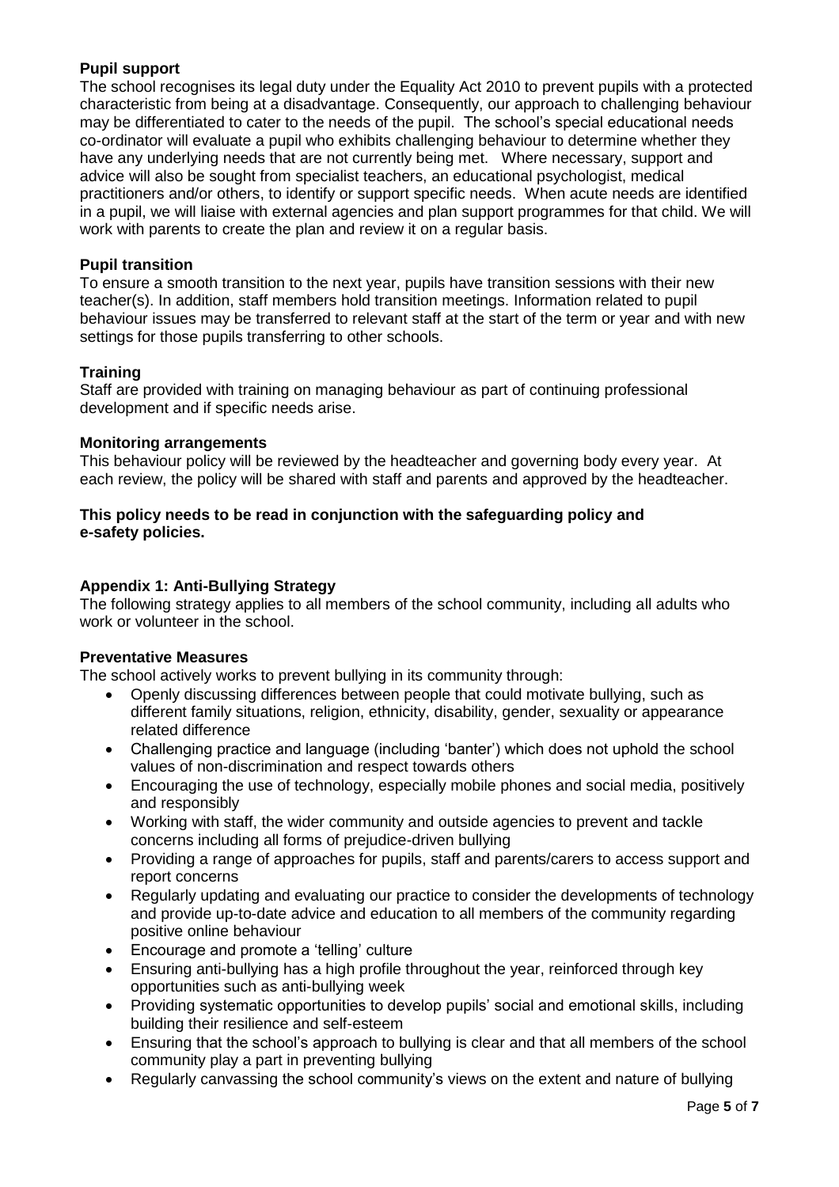### Pupil support

The school recognises its legal duty under the Equality Act 2010 to prevent pupils with a protected characteristic from being at a disadvantage. Consequently, our approach to challenging behaviour may be differentiated to cater to the needs of the pupil. The school's special educational needs co-ordinator will evaluate a pupil who exhibits challenging behaviour to determine whether they have any underlying needs that are not currently being met. Where necessary, support and advice will also be sought from specialist teachers, an educational psychologist, medical practitioners and/or others, to identify or support specific needs. When acute needs are identified in a pupil, we will liaise with external agencies and plan support programmes for that child. We will work with parents to create the plan and review it on a regular basis.

### Pupil transition

To ensure a smooth transition to the next year, pupils have transition sessions with their new teacher(s). In addition, staff members hold transition meetings. Information related to pupil behaviour issues may be transferred to relevant staff at the start of the term or year and with new settings for those pupils transferring to other schools.

### Training

Staff are provided with training on managing behaviour as part of continuing professional development and if specific needs arise.

### Monitoring arrangements

This behaviour policy will be reviewed by the headteacher and governing body every year. At each review, the policy will be shared with staff and parents and approved by the headteacher.

**This policy needs to be read in conjunction with the safeguarding policy and e-safety policies.**

### Appendix 1: Anti-Bullying Strategy

The following strategy applies to all members of the school community, including all adults who work or volunteer in the school.

### Preventative Measures

The school actively works to prevent bullying in its community through:

- Openly discussing differences between people that could motivate bullying, such as different family situations, religion, ethnicity, disability, gender, sexuality or appearance related difference
- Challenging practice and language (including 'banter') which does not uphold the school values of non-discrimination and respect towards others
- Encouraging the use of technology, especially mobile phones and social media, positively and responsibly
- Working with staff, the wider community and outside agencies to prevent and tackle concerns including all forms of prejudice-driven bullying
- Providing a range of approaches for pupils, staff and parents/carers to access support and report concerns
- Regularly updating and evaluating our practice to consider the developments of technology and provide up-to-date advice and education to all members of the community regarding positive online behaviour
- Encourage and promote a 'telling' culture
- Ensuring anti-bullying has a high profile throughout the year, reinforced through key opportunities such as anti-bullying week
- Providing systematic opportunities to develop pupils' social and emotional skills, including building their resilience and self-esteem
- Ensuring that the school's approach to bullying is clear and that all members of the school community play a part in preventing bullying
- Regularly canvassing the school community's views on the extent and nature of bullying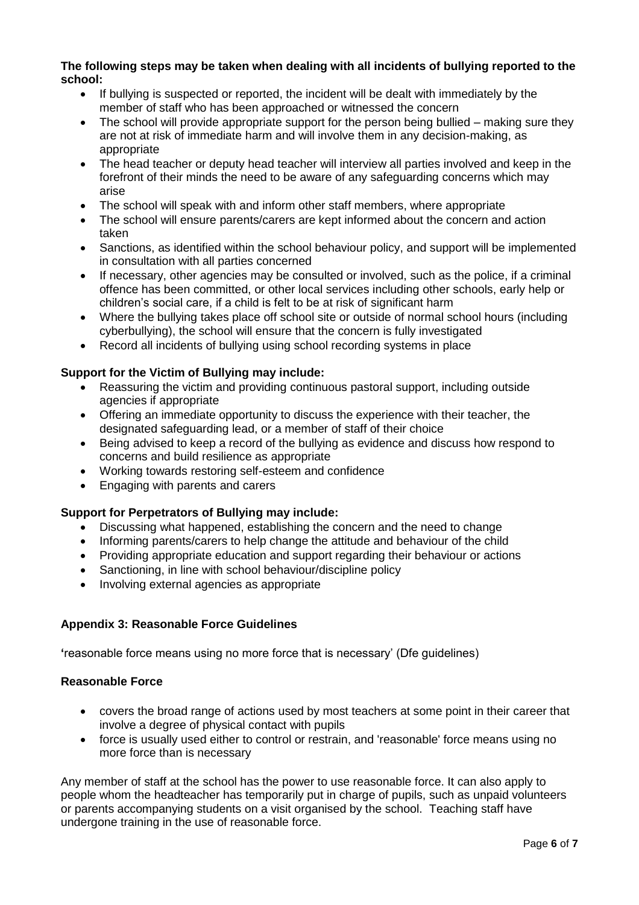**The following steps may be taken when dealing with all incidents of bullying reported to the school:**

- If bullying is suspected or reported, the incident will be dealt with immediately by the member of staff who has been approached or witnessed the concern
- The school will provide appropriate support for the person being bullied – making sure they are not at risk of immediate harm and will involve them in any decision-making, as appropriate
- The head teacher or deputy head teacher will interview all parties involved and keep in the forefront of their minds the need to be aware of any safeguarding concerns which may arise
- The school will speak with and inform other staff members, where appropriate
- The school will ensure parents/carers are kept informed about the concern and action taken
- Sanctions, as identified within the school behaviour policy, and support will be implemented in consultation with all parties concerned
- If necessary, other agencies may be consulted or involved, such as the police, if a criminal offence has been committed, or other local services including other schools, early help or children's social care, if a child is felt to be at risk of significant harm
- Where the bullying takes place off school site or outside of normal school hours (including cyberbullying), the school will ensure that the concern is fully investigated
- Record all incidents of bullying using school recording systems in place

**Support for the Victim of Bullying may include:**

- Reassuring the victim and providing continuous pastoral support, including outside agencies if appropriate
- Offering an immediate opportunity to discuss the experience with their teacher, the designated safeguarding lead, or a member of staff of their choice
- Being advised to keep a record of the bullying as evidence and discuss how respond to concerns and build resilience as appropriate
- Working towards restoring self-esteem and confidence
- Engaging with parents and carers

**Support for Perpetrators of Bullying may include:**

- Discussing what happened, establishing the concern and the need to change
- Informing parents/carers to help change the attitude and behaviour of the child
- Providing appropriate education and support regarding their behaviour or actions
- Sanctioning, in line with school behaviour/discipline policy
- Involving external agencies as appropriate

## Appendix 3: Reasonable Force Guidelines

'reasonable force means using no more force that is necessary' (Dfe guidelines)

### Reasonable Force

- covers the broad range of actions used by most teachers at some point in their career that involve a degree of physical contact with pupils
- force is usually used either to control or restrain, and 'reasonable' force means using no more force than is necessary

Any member of staff at the school has the power to use reasonable force. It can also apply to people whom the headteacher has temporarily put in charge of pupils, such as unpaid volunteers or parents accompanying students on a visit organised by the school. Teaching staff have undergone training in the use of reasonable force.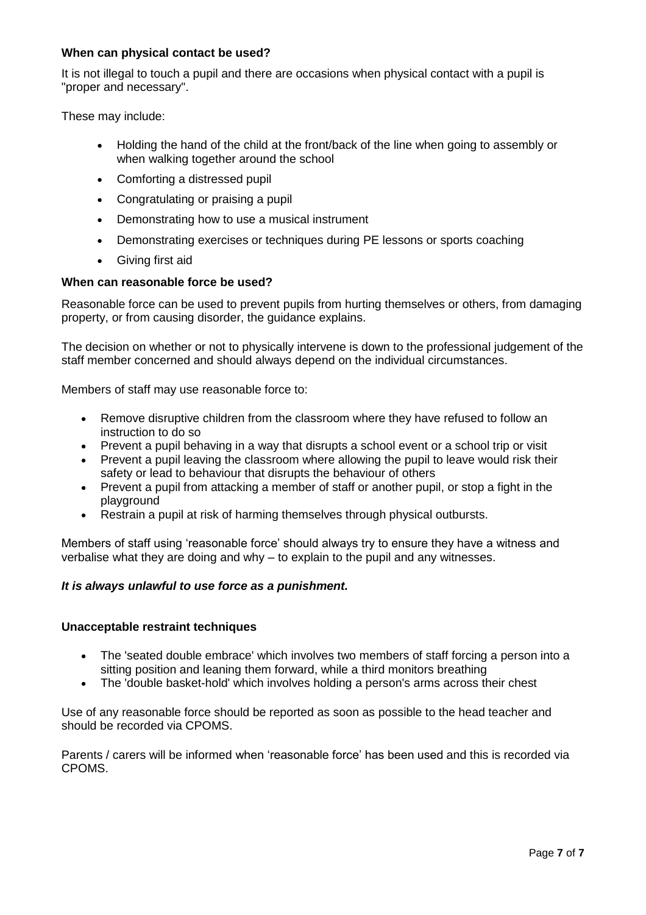### When can physical contact be used?

It is not illegal to touch a pupil and there are occasions when physical contact with a pupil is "proper and necessary".

These may include:

- Holding the hand of the child at the front/back of the line when going to assembly or when walking together around the school
- Comforting a distressed pupil
- Congratulating or praising a pupil
- Demonstrating how to use a musical instrument
- Demonstrating exercises or techniques during PE lessons or sports coaching
- Giving first aid

### When can reasonable force be used?

Reasonable force can be used to prevent pupils from hurting themselves or others, from damaging property, or from causing disorder, the guidance explains.

The decision on whether or not to physically intervene is down to the professional judgement of the staff member concerned and should always depend on the individual circumstances.

Members of staff may use reasonable force to:

- Remove disruptive children from the classroom where they have refused to follow an instruction to do so
- Prevent a pupil behaving in a way that disrupts a school event or a school trip or visit
- Prevent a pupil leaving the classroom where allowing the pupil to leave would risk their safety or lead to behaviour that disrupts the behaviour of others
- Prevent a pupil from attacking a member of staff or another pupil, or stop a fight in the playground
- Restrain a pupil at risk of harming themselves through physical outbursts.

Members of staff using 'reasonable force' should always try to ensure they have a witness and verbalise what they are doing and why – to explain to the pupil and any witnesses.

***It is always unlawful to use force as a punishment.***

### Unacceptable restraint techniques

- The 'seated double embrace' which involves two members of staff forcing a person into a sitting position and leaning them forward, while a third monitors breathing
- The 'double basket-hold' which involves holding a person's arms across their chest

Use of any reasonable force should be reported as soon as possible to the head teacher and should be recorded via CPOMS.

Parents / carers will be informed when 'reasonable force' has been used and this is recorded via CPOMS.